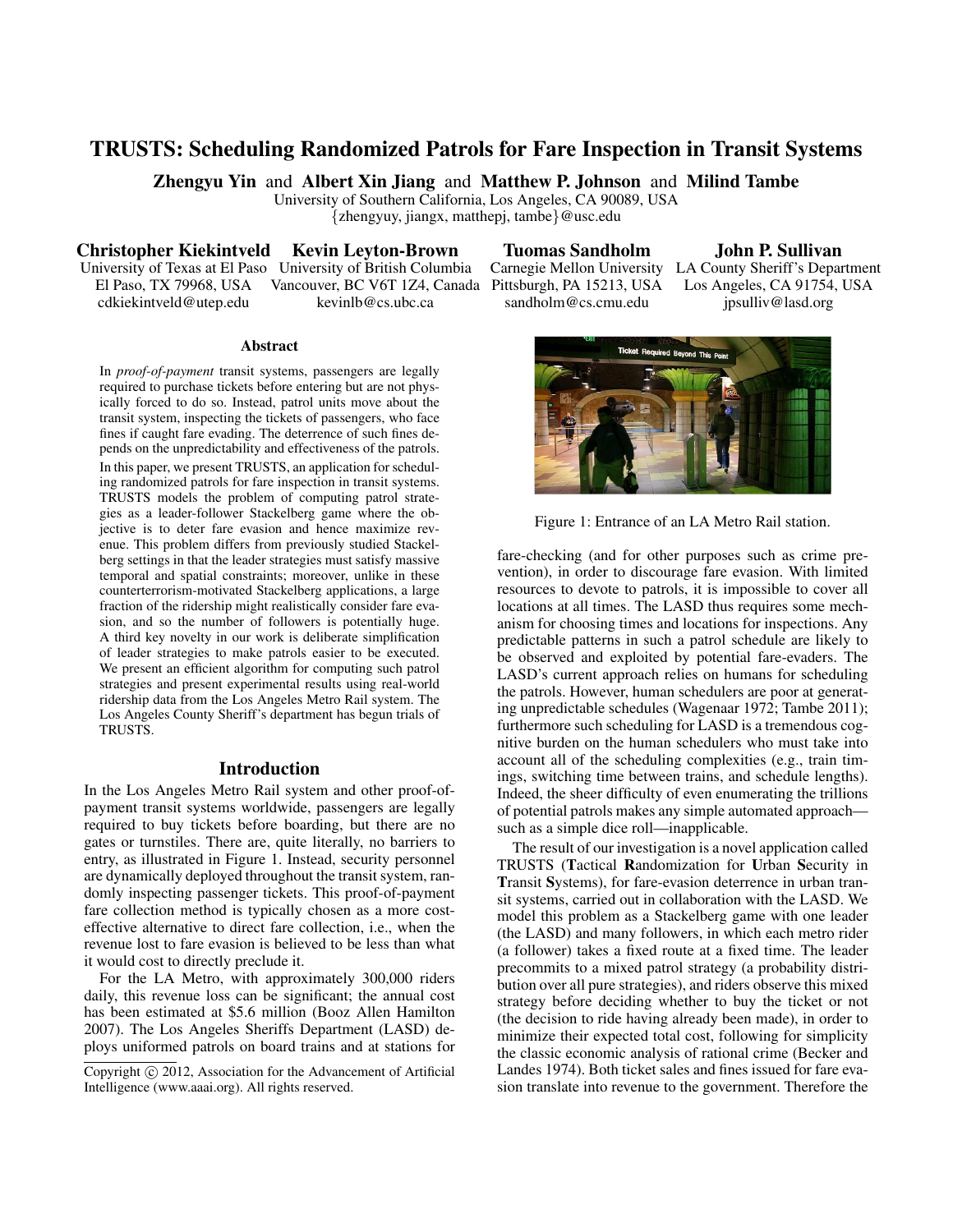# TRUSTS: Scheduling Randomized Patrols for Fare Inspection in Transit Systems

**Zhengyu Yin** and **Albert Xin Jiang** and **Matthew P. Johnson** and **Milind Tambe**
University of Southern California, Los Angeles, CA 90089, USA
{zhengyuy, jiangx, matthepj, tambe}@usc.edu

**Christopher Kiekintveld**
University of Texas at El Paso
El Paso, TX 79968, USA
cdkiekintveld@utep.edu

**Kevin Leyton-Brown**
University of British Columbia
Vancouver, BC V6T 1Z4, Canada
kevinlb@cs.ubc.ca

**Tuomas Sandholm**
Carnegie Mellon University
Pittsburgh, PA 15213, USA
sandholm@cs.cmu.edu

**John P. Sullivan**
LA County Sheriff's Department
Los Angeles, CA 91754, USA
jpsulliv@lasd.org

## Abstract

In *proof-of-payment* transit systems, passengers are legally required to purchase tickets before entering but are not physically forced to do so. Instead, patrol units move about the transit system, inspecting the tickets of passengers, who face fines if caught fare evading. The deterrence of such fines depends on the unpredictability and effectiveness of the patrols. In this paper, we present TRUSTS, an application for scheduling randomized patrols for fare inspection in transit systems. TRUSTS models the problem of computing patrol strategies as a leader-follower Stackelberg game where the objective is to deter fare evasion and hence maximize revenue. This problem differs from previously studied Stackelberg settings in that the leader strategies must satisfy massive temporal and spatial constraints; moreover, unlike in these counterterrorism-motivated Stackelberg applications, a large fraction of the ridership might realistically consider fare evasion, and so the number of followers is potentially huge. A third key novelty in our work is deliberate simplification of leader strategies to make patrols easier to be executed. We present an efficient algorithm for computing such patrol strategies and present experimental results using real-world ridership data from the Los Angeles Metro Rail system. The Los Angeles County Sheriff's department has begun trials of TRUSTS.

## Introduction

In the Los Angeles Metro Rail system and other proof-of-payment transit systems worldwide, passengers are legally required to buy tickets before boarding, but there are no gates or turnstiles. There are, quite literally, no barriers to entry, as illustrated in Figure 1. Instead, security personnel are dynamically deployed throughout the transit system, randomly inspecting passenger tickets. This proof-of-payment fare collection method is typically chosen as a more cost-effective alternative to direct fare collection, i.e., when the revenue lost to fare evasion is believed to be less than what it would cost to directly preclude it.

For the LA Metro, with approximately 300,000 riders daily, this revenue loss can be significant; the annual cost has been estimated at $5.6 million (Booz Allen Hamilton 2007). The Los Angeles Sheriffs Department (LASD) deploys uniformed patrols on board trains and at stations for fare-checking (and for other purposes such as crime prevention), in order to discourage fare evasion. With limited resources to devote to patrols, it is impossible to cover all locations at all times. The LASD thus requires some mechanism for choosing times and locations for inspections. Any predictable patterns in such a patrol schedule are likely to be observed and exploited by potential fare-evaders. The LASD's current approach relies on humans for scheduling the patrols. However, human schedulers are poor at generating unpredictable schedules (Wagenaar 1972; Tambe 2011); furthermore such scheduling for LASD is a tremendous cognitive burden on the human schedulers who must take into account all of the scheduling complexities (e.g., train timings, switching time between trains, and schedule lengths). Indeed, the sheer difficulty of even enumerating the trillions of potential patrols makes any simple automated approach—such as a simple dice roll—inapplicable.

Figure 1: Entrance of an LA Metro Rail station.

The result of our investigation is a novel application called TRUSTS (**T**actical **R**andomization for **U**rban **S**ecurity in **T**ransit **S**ystems), for fare-evasion deterrence in urban transit systems, carried out in collaboration with the LASD. We model this problem as a Stackelberg game with one leader (the LASD) and many followers, in which each metro rider (a follower) takes a fixed route at a fixed time. The leader precommits to a mixed patrol strategy (a probability distribution over all pure strategies), and riders observe this mixed strategy before deciding whether to buy the ticket or not (the decision to ride having already been made), in order to minimize their expected total cost, following for simplicity the classic economic analysis of rational crime (Becker and Landes 1974). Both ticket sales and fines issued for fare evasion translate into revenue to the government. Therefore the

Copyright © 2012, Association for the Advancement of Artificial Intelligence (www.aaai.org). All rights reserved.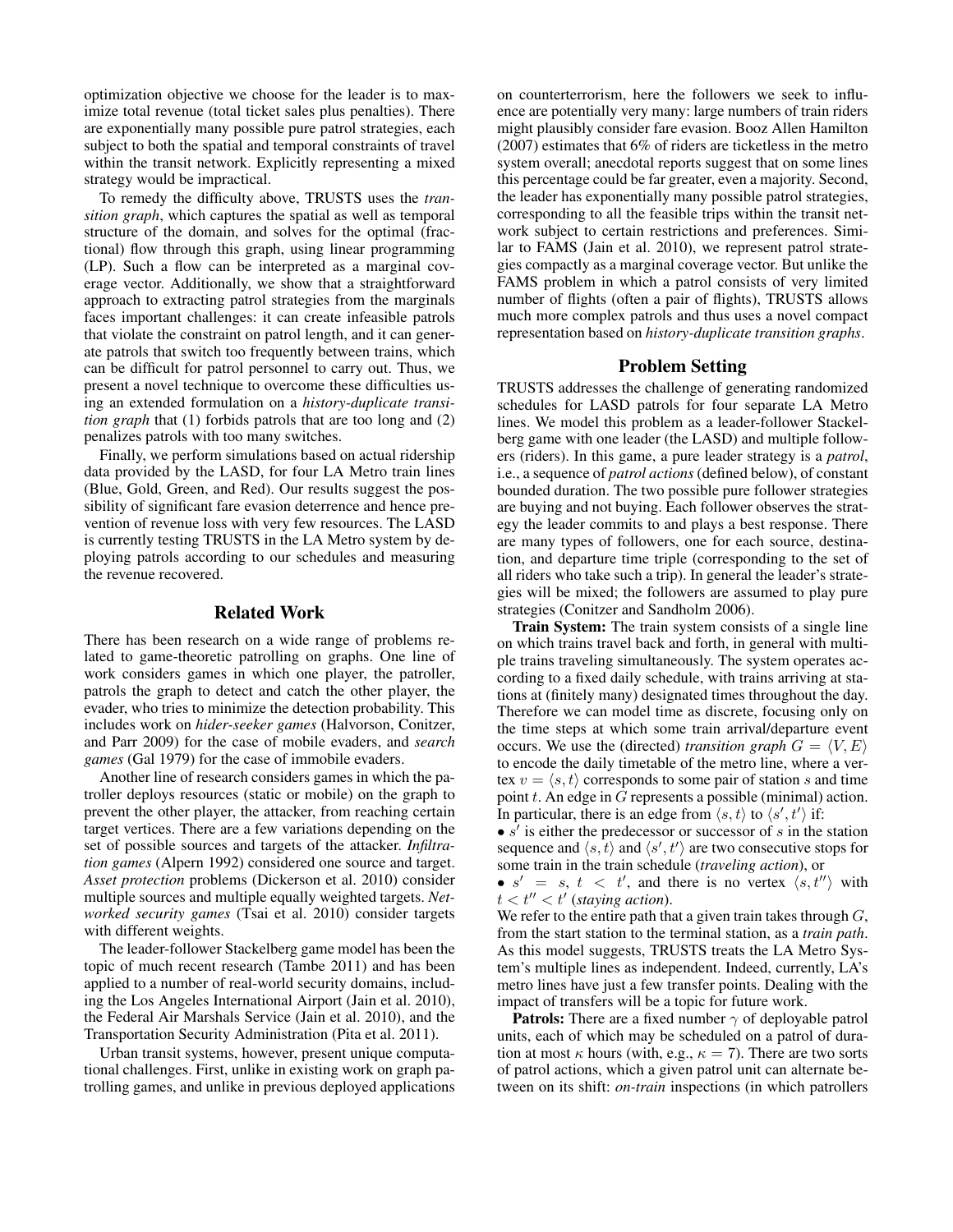optimization objective we choose for the leader is to maximize total revenue (total ticket sales plus penalties). There are exponentially many possible pure patrol strategies, each subject to both the spatial and temporal constraints of travel within the transit network. Explicitly representing a mixed strategy would be impractical.

To remedy the difficulty above, TRUSTS uses the *transition graph*, which captures the spatial as well as temporal structure of the domain, and solves for the optimal (fractional) flow through this graph, using linear programming (LP). Such a flow can be interpreted as a marginal coverage vector. Additionally, we show that a straightforward approach to extracting patrol strategies from the marginals faces important challenges: it can create infeasible patrols that violate the constraint on patrol length, and it can generate patrols that switch too frequently between trains, which can be difficult for patrol personnel to carry out. Thus, we present a novel technique to overcome these difficulties using an extended formulation on a *history-duplicate transition graph* that (1) forbids patrols that are too long and (2) penalizes patrols with too many switches.

Finally, we perform simulations based on actual ridership data provided by the LASD, for four LA Metro train lines (Blue, Gold, Green, and Red). Our results suggest the possibility of significant fare evasion deterrence and hence prevention of revenue loss with very few resources. The LASD is currently testing TRUSTS in the LA Metro system by deploying patrols according to our schedules and measuring the revenue recovered.

## Related Work

There has been research on a wide range of problems related to game-theoretic patrolling on graphs. One line of work considers games in which one player, the patroller, patrols the graph to detect and catch the other player, the evader, who tries to minimize the detection probability. This includes work on *hider-seeker games* (Halvorson, Conitzer, and Parr 2009) for the case of mobile evaders, and *search games* (Gal 1979) for the case of immobile evaders.

Another line of research considers games in which the patroller deploys resources (static or mobile) on the graph to prevent the other player, the attacker, from reaching certain target vertices. There are a few variations depending on the set of possible sources and targets of the attacker. *Infiltration games* (Alpern 1992) considered one source and target. *Asset protection* problems (Dickerson et al. 2010) consider multiple sources and multiple equally weighted targets. *Networked security games* (Tsai et al. 2010) consider targets with different weights.

The leader-follower Stackelberg game model has been the topic of much recent research (Tambe 2011) and has been applied to a number of real-world security domains, including the Los Angeles International Airport (Jain et al. 2010), the Federal Air Marshals Service (Jain et al. 2010), and the Transportation Security Administration (Pita et al. 2011).

Urban transit systems, however, present unique computational challenges. First, unlike in existing work on graph patrolling games, and unlike in previous deployed applications on counterterrorism, here the followers we seek to influence are potentially very many: large numbers of train riders might plausibly consider fare evasion. Booz Allen Hamilton (2007) estimates that 6% of riders are ticketless in the metro system overall; anecdotal reports suggest that on some lines this percentage could be far greater, even a majority. Second, the leader has exponentially many possible patrol strategies, corresponding to all the feasible trips within the transit network subject to certain restrictions and preferences. Similar to FAMS (Jain et al. 2010), we represent patrol strategies compactly as a marginal coverage vector. But unlike the FAMS problem in which a patrol consists of very limited number of flights (often a pair of flights), TRUSTS allows much more complex patrols and thus uses a novel compact representation based on *history-duplicate transition graphs*.

## Problem Setting

TRUSTS addresses the challenge of generating randomized schedules for LASD patrols for four separate LA Metro lines. We model this problem as a leader-follower Stackelberg game with one leader (the LASD) and multiple followers (riders). In this game, a pure leader strategy is a *patrol*, i.e., a sequence of *patrol actions* (defined below), of constant bounded duration. The two possible pure follower strategies are buying and not buying. Each follower observes the strategy the leader commits to and plays a best response. There are many types of followers, one for each source, destination, and departure time triple (corresponding to the set of all riders who take such a trip). In general the leader's strategies will be mixed; the followers are assumed to play pure strategies (Conitzer and Sandholm 2006).

**Train System:** The train system consists of a single line on which trains travel back and forth, in general with multiple trains traveling simultaneously. The system operates according to a fixed daily schedule, with trains arriving at stations at (finitely many) designated times throughout the day. Therefore we can model time as discrete, focusing only on the time steps at which some train arrival/departure event occurs. We use the (directed) *transition graph* $G = \langle V, E \rangle$ to encode the daily timetable of the metro line, where a vertex $v = \langle s, t \rangle$ corresponds to some pair of station $s$ and time point $t$. An edge in $G$ represents a possible (minimal) action. In particular, there is an edge from $\langle s, t \rangle$ to $\langle s', t' \rangle$ if:

- $s'$ is either the predecessor or successor of $s$ in the station sequence and $\langle s, t \rangle$ and $\langle s', t' \rangle$ are two consecutive stops for some train in the train schedule (*traveling action*), or
- $s' = s$, $t < t'$, and there is no vertex $\langle s, t'' \rangle$ with $t < t'' < t'$ (*staying action*).

We refer to the entire path that a given train takes through $G$, from the start station to the terminal station, as a *train path*. As this model suggests, TRUSTS treats the LA Metro System's multiple lines as independent. Indeed, currently, LA's metro lines have just a few transfer points. Dealing with the impact of transfers will be a topic for future work.

**Patrols:** There are a fixed number $\gamma$ of deployable patrol units, each of which may be scheduled on a patrol of duration at most $\kappa$ hours (with, e.g., $\kappa = 7$). There are two sorts of patrol actions, which a given patrol unit can alternate between on its shift: *on-train* inspections (in which patrollers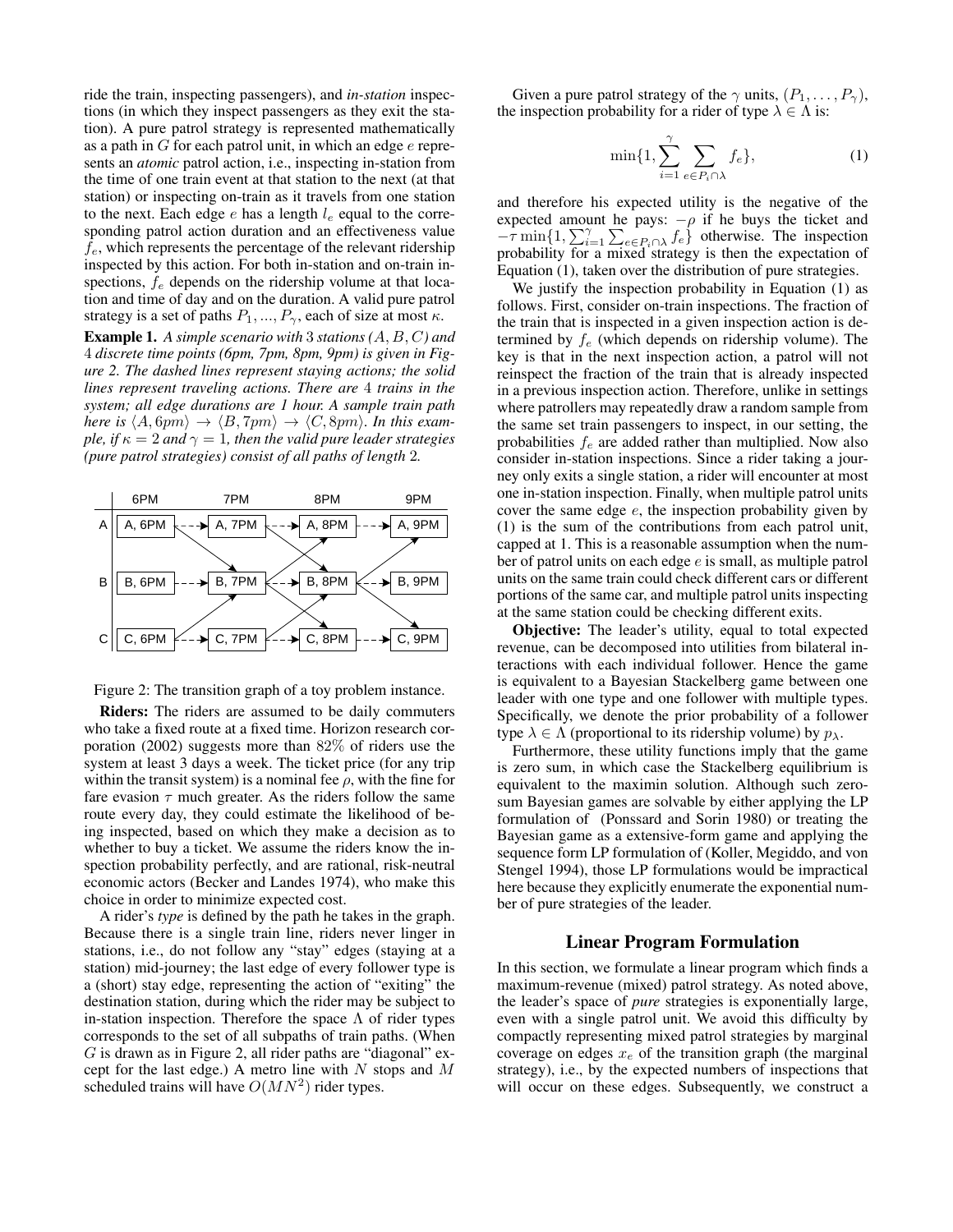ride the train, inspecting passengers), and *in-station* inspections (in which they inspect passengers as they exit the station). A pure patrol strategy is represented mathematically as a path in $G$ for each patrol unit, in which an edge $e$ represents an *atomic* patrol action, i.e., inspecting in-station from the time of one train event at that station to the next (at that station) or inspecting on-train as it travels from one station to the next. Each edge $e$ has a length $l_e$ equal to the corresponding patrol action duration and an effectiveness value $f_e$, which represents the percentage of the relevant ridership inspected by this action. For both in-station and on-train inspections, $f_e$ depends on the ridership volume at that location and time of day and on the duration. A valid pure patrol strategy is a set of paths $P_1, ..., P_\gamma$, each of size at most $\kappa$.

**Example 1.** *A simple scenario with* 3 *stations* ($A, B, C$) *and* 4 *discrete time points (6pm, 7pm, 8pm, 9pm) is given in Figure 2. The dashed lines represent staying actions; the solid lines represent traveling actions. There are* 4 *trains in the system; all edge durations are 1 hour. A sample train path here is* $\langle A, 6pm\rangle \rightarrow \langle B, 7pm\rangle \rightarrow \langle C, 8pm\rangle$. *In this example, if* $\kappa = 2$ *and* $\gamma = 1$*, then the valid pure leader strategies (pure patrol strategies) consist of all paths of length* 2*.*

Figure 2: The transition graph of a toy problem instance.

**Riders:** The riders are assumed to be daily commuters who take a fixed route at a fixed time. Horizon research corporation (2002) suggests more than 82% of riders use the system at least 3 days a week. The ticket price (for any trip within the transit system) is a nominal fee $\rho$, with the fine for fare evasion $\tau$ much greater. As the riders follow the same route every day, they could estimate the likelihood of being inspected, based on which they make a decision as to whether to buy a ticket. We assume the riders know the inspection probability perfectly, and are rational, risk-neutral economic actors (Becker and Landes 1974), who make this choice in order to minimize expected cost.

A rider's *type* is defined by the path he takes in the graph. Because there is a single train line, riders never linger in stations, i.e., do not follow any "stay" edges (staying at a station) mid-journey; the last edge of every follower type is a (short) stay edge, representing the action of "exiting" the destination station, during which the rider may be subject to in-station inspection. Therefore the space $\Lambda$ of rider types corresponds to the set of all subpaths of train paths. (When $G$ is drawn as in Figure 2, all rider paths are "diagonal" except for the last edge.) A metro line with $N$ stops and $M$ scheduled trains will have $O(MN^2)$ rider types.

Given a pure patrol strategy of the $\gamma$ units, $(P_1, \ldots, P_\gamma)$, the inspection probability for a rider of type $\lambda \in \Lambda$ is:

$$\min\{1, \sum_{i=1}^{\gamma} \sum_{e \in P_i \cap \lambda} f_e\}, \tag{1}$$

and therefore his expected utility is the negative of the expected amount he pays: $-\rho$ if he buys the ticket and $-\tau \min\{1, \sum_{i=1}^{\gamma} \sum_{e \in P_i \cap \lambda} f_e\}$ otherwise. The inspection probability for a mixed strategy is then the expectation of Equation (1), taken over the distribution of pure strategies.

We justify the inspection probability in Equation (1) as follows. First, consider on-train inspections. The fraction of the train that is inspected in a given inspection action is determined by $f_e$ (which depends on ridership volume). The key is that in the next inspection action, a patrol will not reinspect the fraction of the train that is already inspected in a previous inspection action. Therefore, unlike in settings where patrollers may repeatedly draw a random sample from the same set train passengers to inspect, in our setting, the probabilities $f_e$ are added rather than multiplied. Now also consider in-station inspections. Since a rider taking a journey only exits a single station, a rider will encounter at most one in-station inspection. Finally, when multiple patrol units cover the same edge $e$, the inspection probability given by (1) is the sum of the contributions from each patrol unit, capped at 1. This is a reasonable assumption when the number of patrol units on each edge $e$ is small, as multiple patrol units on the same train could check different cars or different portions of the same car, and multiple patrol units inspecting at the same station could be checking different exits.

**Objective:** The leader's utility, equal to total expected revenue, can be decomposed into utilities from bilateral interactions with each individual follower. Hence the game is equivalent to a Bayesian Stackelberg game between one leader with one type and one follower with multiple types. Specifically, we denote the prior probability of a follower type $\lambda \in \Lambda$ (proportional to its ridership volume) by $p_\lambda$.

Furthermore, these utility functions imply that the game is zero sum, in which case the Stackelberg equilibrium is equivalent to the maximin solution. Although such zero-sum Bayesian games are solvable by either applying the LP formulation of (Ponssard and Sorin 1980) or treating the Bayesian game as a extensive-form game and applying the sequence form LP formulation of (Koller, Megiddo, and von Stengel 1994), those LP formulations would be impractical here because they explicitly enumerate the exponential number of pure strategies of the leader.

## Linear Program Formulation

In this section, we formulate a linear program which finds a maximum-revenue (mixed) patrol strategy. As noted above, the leader's space of *pure* strategies is exponentially large, even with a single patrol unit. We avoid this difficulty by compactly representing mixed patrol strategies by marginal coverage on edges $x_e$ of the transition graph (the marginal strategy), i.e., by the expected numbers of inspections that will occur on these edges. Subsequently, we construct a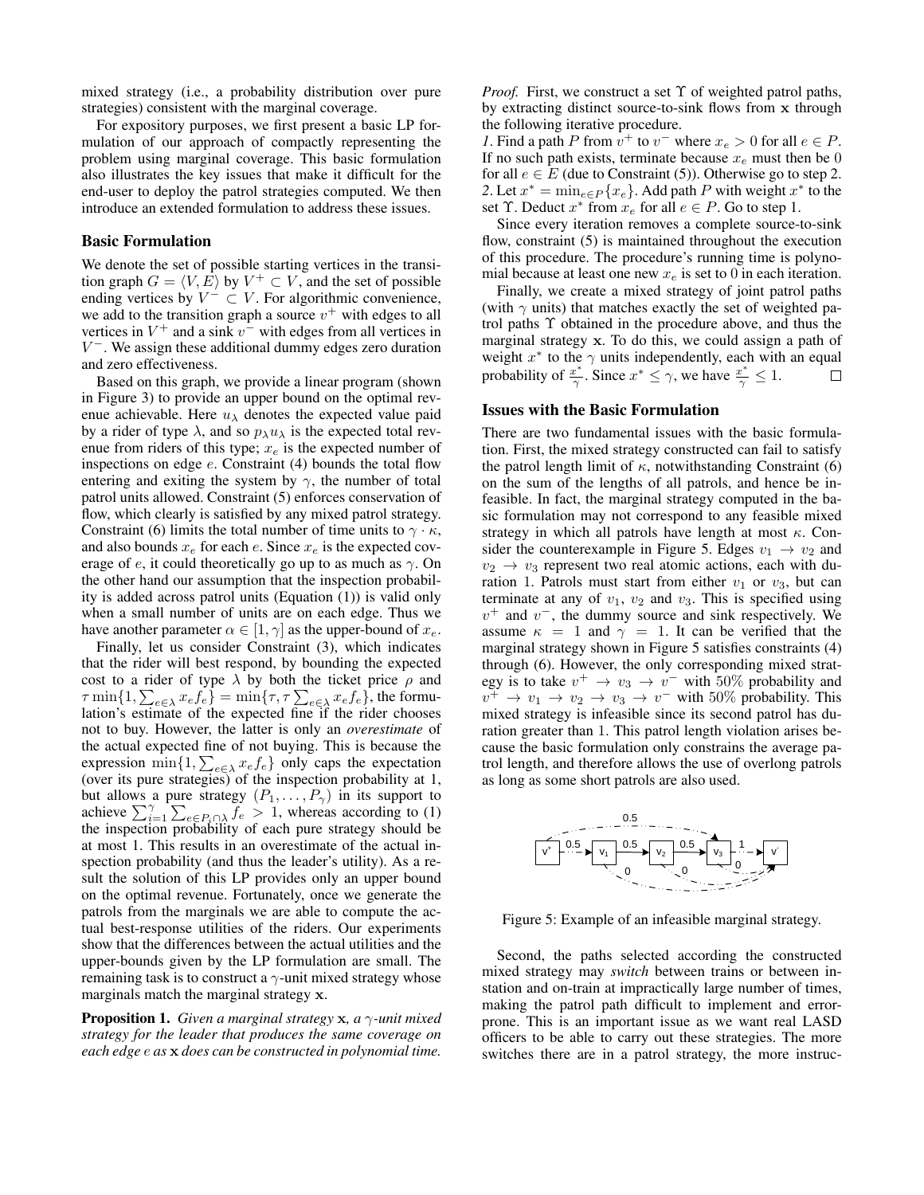mixed strategy (i.e., a probability distribution over pure strategies) consistent with the marginal coverage.

For expository purposes, we first present a basic LP formulation of our approach of compactly representing the problem using marginal coverage. This basic formulation also illustrates the key issues that make it difficult for the end-user to deploy the patrol strategies computed. We then introduce an extended formulation to address these issues.

### Basic Formulation

We denote the set of possible starting vertices in the transition graph $G = \langle V, E \rangle$ by $V^+ \subset V$, and the set of possible ending vertices by $V^- \subset V$. For algorithmic convenience, we add to the transition graph a source $v^+$ with edges to all vertices in $V^+$ and a sink $v^-$ with edges from all vertices in $V^-$. We assign these additional dummy edges zero duration and zero effectiveness.

Based on this graph, we provide a linear program (shown in Figure 3) to provide an upper bound on the optimal revenue achievable. Here $u_\lambda$ denotes the expected value paid by a rider of type $\lambda$, and so $p_\lambda u_\lambda$ is the expected total revenue from riders of this type; $x_e$ is the expected number of inspections on edge $e$. Constraint (4) bounds the total flow entering and exiting the system by $\gamma$, the number of total patrol units allowed. Constraint (5) enforces conservation of flow, which clearly is satisfied by any mixed patrol strategy. Constraint (6) limits the total number of time units to $\gamma \cdot \kappa$, and also bounds $x_e$ for each $e$. Since $x_e$ is the expected coverage of $e$, it could theoretically go up to as much as $\gamma$. On the other hand our assumption that the inspection probability is added across patrol units (Equation (1)) is valid only when a small number of units are on each edge. Thus we have another parameter $\alpha \in [1, \gamma]$ as the upper-bound of $x_e$.

Finally, let us consider Constraint (3), which indicates that the rider will best respond, by bounding the expected cost to a rider of type $\lambda$ by both the ticket price $\rho$ and $\tau \min\{1, \sum_{e \in \lambda} x_e f_e\} = \min\{\tau, \tau \sum_{e \in \lambda} x_e f_e\}$, the formulation's estimate of the expected fine if the rider chooses not to buy. However, the latter is only an *overestimate* of the actual expected fine of not buying. This is because the expression $\min\{1, \sum_{e \in \lambda} x_e f_e\}$ only caps the expectation (over its pure strategies) of the inspection probability at 1, but allows a pure strategy $(P_1, \ldots, P_\gamma)$ in its support to achieve $\sum_{i=1}^{\gamma} \sum_{e \in P_i \cap \lambda} f_e > 1$, whereas according to (1) the inspection probability of each pure strategy should be at most 1. This results in an overestimate of the actual inspection probability (and thus the leader's utility). As a result the solution of this LP provides only an upper bound on the optimal revenue. Fortunately, once we generate the patrols from the marginals we are able to compute the actual best-response utilities of the riders. Our experiments show that the differences between the actual utilities and the upper-bounds given by the LP formulation are small. The remaining task is to construct a $\gamma$-unit mixed strategy whose marginals match the marginal strategy $\mathbf{x}$.

**Proposition 1.** *Given a marginal strategy* $\mathbf{x}$*, a* $\gamma$*-unit mixed strategy for the leader that produces the same coverage on each edge* $e$ *as* $\mathbf{x}$ *does can be constructed in polynomial time.*

*Proof.* First, we construct a set $\Upsilon$ of weighted patrol paths, by extracting distinct source-to-sink flows from $\mathbf{x}$ through the following iterative procedure.

*1.* Find a path $P$ from $v^+$ to $v^-$ where $x_e > 0$ for all $e \in P$. If no such path exists, terminate because $x_e$ must then be 0 for all $e \in E$ (due to Constraint (5)). Otherwise go to step 2.

*2.* Let $x^* = \min_{e \in P}\{x_e\}$. Add path $P$ with weight $x^*$ to the set $\Upsilon$. Deduct $x^*$ from $x_e$ for all $e \in P$. Go to step 1.

Since every iteration removes a complete source-to-sink flow, constraint (5) is maintained throughout the execution of this procedure. The procedure's running time is polynomial because at least one new $x_e$ is set to 0 in each iteration.

Finally, we create a mixed strategy of joint patrol paths (with $\gamma$ units) that matches exactly the set of weighted patrol paths $\Upsilon$ obtained in the procedure above, and thus the marginal strategy $\mathbf{x}$. To do this, we could assign a path of weight $x^*$ to the $\gamma$ units independently, each with an equal probability of $\frac{x^*}{\gamma}$. Since $x^* \leq \gamma$, we have $\frac{x^*}{\gamma} \leq 1$. □

### Issues with the Basic Formulation

There are two fundamental issues with the basic formulation. First, the mixed strategy constructed can fail to satisfy the patrol length limit of $\kappa$, notwithstanding Constraint (6) on the sum of the lengths of all patrols, and hence be infeasible. In fact, the marginal strategy computed in the basic formulation may not correspond to any feasible mixed strategy in which all patrols have length at most $\kappa$. Consider the counterexample in Figure 5. Edges $v_1 \rightarrow v_2$ and $v_2 \rightarrow v_3$ represent two real atomic actions, each with duration 1. Patrols must start from either $v_1$ or $v_3$, but can terminate at any of $v_1$, $v_2$ and $v_3$. This is specified using $v^+$ and $v^-$, the dummy source and sink respectively. We assume $\kappa = 1$ and $\gamma = 1$. It can be verified that the marginal strategy shown in Figure 5 satisfies constraints (4) through (6). However, the only corresponding mixed strategy is to take $v^+ \rightarrow v_3 \rightarrow v^-$ with 50% probability and $v^+ \rightarrow v_1 \rightarrow v_2 \rightarrow v_3 \rightarrow v^-$ with 50% probability. This mixed strategy is infeasible since its second patrol has duration greater than 1. This patrol length violation arises because the basic formulation only constrains the average patrol length, and therefore allows the use of overlong patrols as long as some short patrols are also used.

Figure 5: Example of an infeasible marginal strategy.

Second, the paths selected according the constructed mixed strategy may *switch* between trains or between in-station and on-train at impractically large number of times, making the patrol path difficult to implement and error-prone. This is an important issue as we want real LASD officers to be able to carry out these strategies. The more switches there are in a patrol strategy, the more instruc-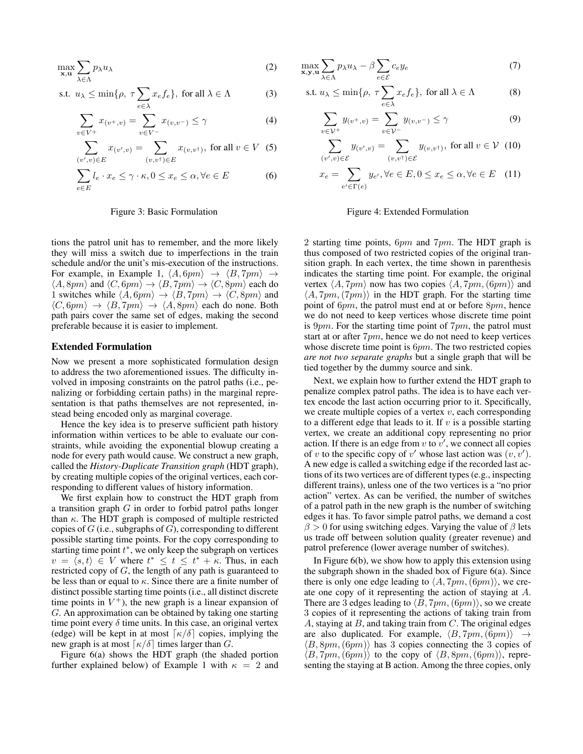$$\max_{\mathbf{x},\mathbf{u}} \sum_{\lambda \in \Lambda} p_\lambda u_\lambda \tag{2}$$

$$\text{s.t. } u_\lambda \le \min\{\rho,\ \tau \sum_{e \in \lambda} x_e f_e\},\ \text{for all } \lambda \in \Lambda \tag{3}$$

$$\sum_{v \in V^+} x_{(v^+,v)} = \sum_{v \in V^-} x_{(v,v^-)} \le \gamma \tag{4}$$

$$\sum_{(v',v) \in E} x_{(v',v)} = \sum_{(v,v^\dagger) \in E} x_{(v,v^\dagger)},\ \text{for all } v \in V \tag{5}$$

$$\sum_{e \in E} l_e \cdot x_e \le \gamma \cdot \kappa, 0 \le x_e \le \alpha, \forall e \in E \tag{6}$$

Figure 3: Basic Formulation

$$\max_{\mathbf{x},\mathbf{y},\mathbf{u}} \sum_{\lambda \in \Lambda} p_\lambda u_\lambda - \beta \sum_{e \in \mathcal{E}} c_e y_e \tag{7}$$

$$\text{s.t. } u_\lambda \le \min\{\rho,\ \tau \sum_{e \in \lambda} x_e f_e\},\ \text{for all } \lambda \in \Lambda \tag{8}$$

$$\sum_{v \in \mathcal{V}^+} y_{(v^+,v)} = \sum_{v \in \mathcal{V}^-} y_{(v,v^-)} \le \gamma \tag{9}$$

$$\sum_{(v',v) \in \mathcal{E}} y_{(v',v)} = \sum_{(v,v^\dagger) \in \mathcal{E}} y_{(v,v^\dagger)},\ \text{for all } v \in \mathcal{V} \tag{10}$$

$$x_e = \sum_{e' \in \Gamma(e)} y_{e'}, \forall e \in E, 0 \le x_e \le \alpha, \forall e \in E \tag{11}$$

Figure 4: Extended Formulation

tions the patrol unit has to remember, and the more likely they will miss a switch due to imperfections in the train schedule and/or the unit's mis-execution of the instructions. For example, in Example 1, $\langle A, 6pm \rangle \rightarrow \langle B, 7pm \rangle \rightarrow \langle A, 8pm \rangle$ and $\langle C, 6pm \rangle \rightarrow \langle B, 7pm \rangle \rightarrow \langle C, 8pm \rangle$ each do 1 switches while $\langle A, 6pm \rangle \rightarrow \langle B, 7pm \rangle \rightarrow \langle C, 8pm \rangle$ and $\langle C, 6pm \rangle \rightarrow \langle B, 7pm \rangle \rightarrow \langle A, 8pm \rangle$ each do none. Both path pairs cover the same set of edges, making the second preferable because it is easier to implement.

## Extended Formulation

Now we present a more sophisticated formulation design to address the two aforementioned issues. The difficulty involved in imposing constraints on the patrol paths (i.e., penalizing or forbidding certain paths) in the marginal representation is that paths themselves are not represented, instead being encoded only as marginal coverage.

Hence the key idea is to preserve sufficient path history information within vertices to be able to evaluate our constraints, while avoiding the exponential blowup creating a node for every path would cause. We construct a new graph, called the *History-Duplicate Transition graph* (HDT graph), by creating multiple copies of the original vertices, each corresponding to different values of history information.

We first explain how to construct the HDT graph from a transition graph $G$ in order to forbid patrol paths longer than $\kappa$. The HDT graph is composed of multiple restricted copies of $G$ (i.e., subgraphs of $G$), corresponding to different possible starting time points. For the copy corresponding to starting time point $t^*$, we only keep the subgraph on vertices $v = \langle s, t \rangle \in V$ where $t^* \le t \le t^* + \kappa$. Thus, in each restricted copy of $G$, the length of any path is guaranteed to be less than or equal to $\kappa$. Since there are a finite number of distinct possible starting time points (i.e., all distinct discrete time points in $V^+$), the new graph is a linear expansion of $G$. An approximation can be obtained by taking one starting time point every $\delta$ time units. In this case, an original vertex (edge) will be kept in at most $\lceil \kappa/\delta \rceil$ copies, implying the new graph is at most $\lceil \kappa/\delta \rceil$ times larger than $G$.

Figure 6(a) shows the HDT graph (the shaded portion further explained below) of Example 1 with $\kappa = 2$ and 2 starting time points, $6pm$ and $7pm$. The HDT graph is thus composed of two restricted copies of the original transition graph. In each vertex, the time shown in parenthesis indicates the starting time point. For example, the original vertex $\langle A, 7pm \rangle$ now has two copies $\langle A, 7pm, (6pm) \rangle$ and $\langle A, 7pm, (7pm) \rangle$ in the HDT graph. For the starting time point of $6pm$, the patrol must end at or before $8pm$, hence we do not need to keep vertices whose discrete time point is $9pm$. For the starting time point of $7pm$, the patrol must start at or after $7pm$, hence we do not need to keep vertices whose discrete time point is $6pm$. The two restricted copies *are not two separate graphs* but a single graph that will be tied together by the dummy source and sink.

Next, we explain how to further extend the HDT graph to penalize complex patrol paths. The idea is to have each vertex encode the last action occurring prior to it. Specifically, we create multiple copies of a vertex $v$, each corresponding to a different edge that leads to it. If $v$ is a possible starting vertex, we create an additional copy representing no prior action. If there is an edge from $v$ to $v'$, we connect all copies of $v$ to the specific copy of $v'$ whose last action was $(v, v')$. A new edge is called a switching edge if the recorded last actions of its two vertices are of different types (e.g., inspecting different trains), unless one of the two vertices is a "no prior action" vertex. As can be verified, the number of switches of a patrol path in the new graph is the number of switching edges it has. To favor simple patrol paths, we demand a cost $\beta > 0$ for using switching edges. Varying the value of $\beta$ lets us trade off between solution quality (greater revenue) and patrol preference (lower average number of switches).

In Figure 6(b), we show how to apply this extension using the subgraph shown in the shaded box of Figure 6(a). Since there is only one edge leading to $\langle A, 7pm, (6pm) \rangle$, we create one copy of it representing the action of staying at $A$. There are 3 edges leading to $\langle B, 7pm, (6pm) \rangle$, so we create 3 copies of it representing the actions of taking train from $A$, staying at $B$, and taking train from $C$. The original edges are also duplicated. For example, $\langle B, 7pm, (6pm) \rangle \rightarrow \langle B, 8pm, (6pm) \rangle$ has 3 copies connecting the 3 copies of $\langle B, 7pm, (6pm) \rangle$ to the copy of $\langle B, 8pm, (6pm) \rangle$, representing the staying at B action. Among the three copies, only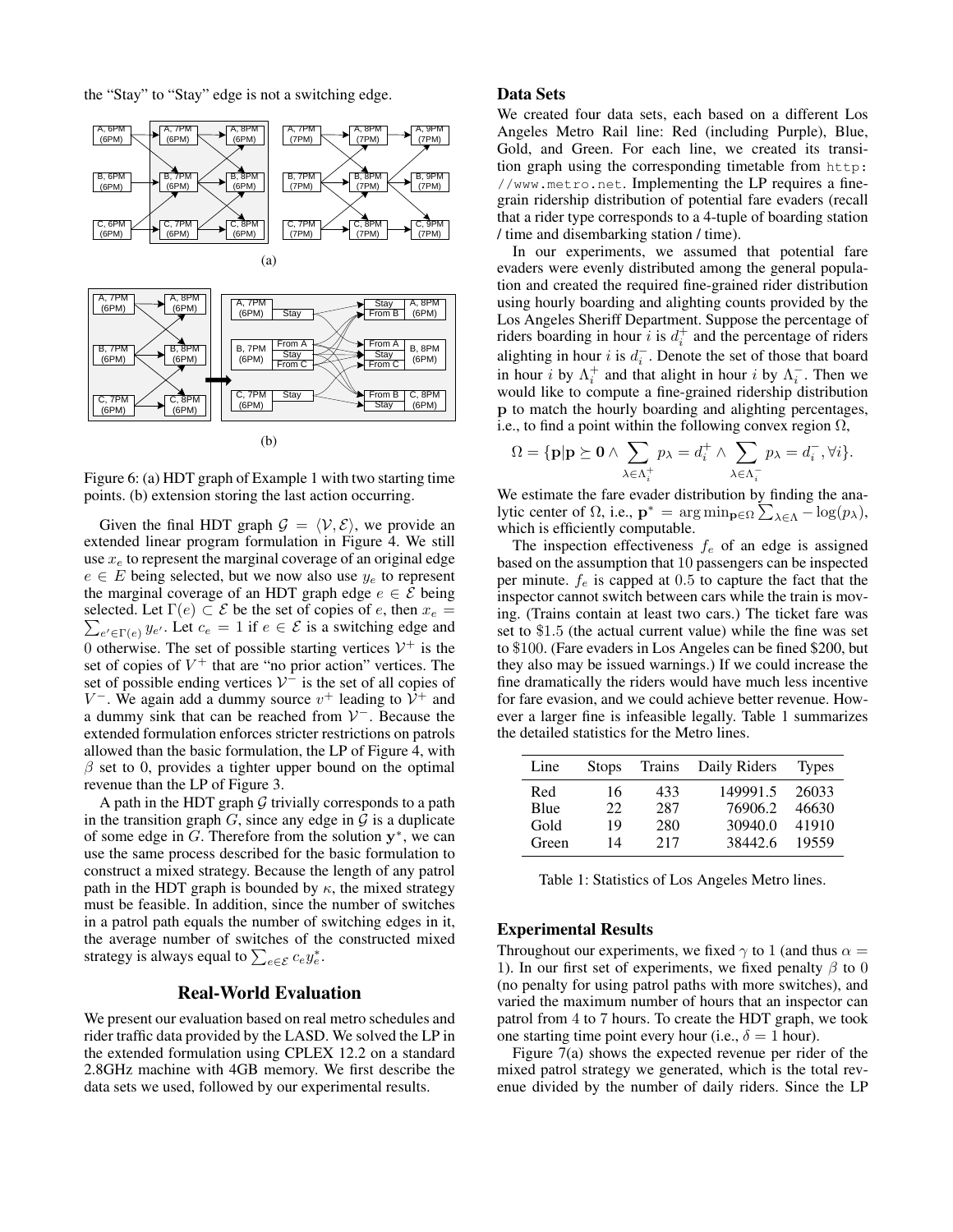the "Stay" to "Stay" edge is not a switching edge.

(a)

(b)

Figure 6: (a) HDT graph of Example 1 with two starting time points. (b) extension storing the last action occurring.

Given the final HDT graph $\mathcal{G} = \langle \mathcal{V}, \mathcal{E} \rangle$, we provide an extended linear program formulation in Figure 4. We still use $x_e$ to represent the marginal coverage of an original edge $e \in E$ being selected, but we now also use $y_e$ to represent the marginal coverage of an HDT graph edge $e \in \mathcal{E}$ being selected. Let $\Gamma(e) \subset \mathcal{E}$ be the set of copies of $e$, then $x_e = \sum_{e' \in \Gamma(e)} y_{e'}$. Let $c_e = 1$ if $e \in \mathcal{E}$ is a switching edge and 0 otherwise. The set of possible starting vertices $\mathcal{V}^+$ is the set of copies of $V^+$ that are "no prior action" vertices. The set of possible ending vertices $\mathcal{V}^-$ is the set of all copies of $V^-$. We again add a dummy source $v^+$ leading to $\mathcal{V}^+$ and a dummy sink that can be reached from $\mathcal{V}^-$. Because the extended formulation enforces stricter restrictions on patrols allowed than the basic formulation, the LP of Figure 4, with $\beta$ set to 0, provides a tighter upper bound on the optimal revenue than the LP of Figure 3.

A path in the HDT graph $\mathcal{G}$ trivially corresponds to a path in the transition graph $G$, since any edge in $\mathcal{G}$ is a duplicate of some edge in $G$. Therefore from the solution $\mathbf{y}^*$, we can use the same process described for the basic formulation to construct a mixed strategy. Because the length of any patrol path in the HDT graph is bounded by $\kappa$, the mixed strategy must be feasible. In addition, since the number of switches in a patrol path equals the number of switching edges in it, the average number of switches of the constructed mixed strategy is always equal to $\sum_{e \in \mathcal{E}} c_e y_e^*$.

## Real-World Evaluation

We present our evaluation based on real metro schedules and rider traffic data provided by the LASD. We solved the LP in the extended formulation using CPLEX 12.2 on a standard 2.8GHz machine with 4GB memory. We first describe the data sets we used, followed by our experimental results.

### Data Sets

We created four data sets, each based on a different Los Angeles Metro Rail line: Red (including Purple), Blue, Gold, and Green. For each line, we created its transition graph using the corresponding timetable from `http://www.metro.net`. Implementing the LP requires a fine-grain ridership distribution of potential fare evaders (recall that a rider type corresponds to a 4-tuple of boarding station / time and disembarking station / time).

In our experiments, we assumed that potential fare evaders were evenly distributed among the general population and created the required fine-grained rider distribution using hourly boarding and alighting counts provided by the Los Angeles Sheriff Department. Suppose the percentage of riders boarding in hour $i$ is $d_i^+$ and the percentage of riders alighting in hour $i$ is $d_i^-$. Denote the set of those that board in hour $i$ by $\Lambda_i^+$ and that alight in hour $i$ by $\Lambda_i^-$. Then we would like to compute a fine-grained ridership distribution $\mathbf{p}$ to match the hourly boarding and alighting percentages, i.e., to find a point within the following convex region $\Omega$,

$$\Omega = \{\mathbf{p} | \mathbf{p} \succeq \mathbf{0} \wedge \sum_{\lambda \in \Lambda_i^+} p_\lambda = d_i^+ \wedge \sum_{\lambda \in \Lambda_i^-} p_\lambda = d_i^-, \forall i\}.$$

We estimate the fare evader distribution by finding the analytic center of $\Omega$, i.e., $\mathbf{p}^* = \arg\min_{\mathbf{p} \in \Omega} \sum_{\lambda \in \Lambda} -\log(p_\lambda)$, which is efficiently computable.

The inspection effectiveness $f_e$ of an edge is assigned based on the assumption that 10 passengers can be inspected per minute. $f_e$ is capped at 0.5 to capture the fact that the inspector cannot switch between cars while the train is moving. (Trains contain at least two cars.) The ticket fare was set to \$1.5 (the actual current value) while the fine was set to \$100. (Fare evaders in Los Angeles can be fined \$200, but they also may be issued warnings.) If we could increase the fine dramatically the riders would have much less incentive for fare evasion, and we could achieve better revenue. However a larger fine is infeasible legally. Table 1 summarizes the detailed statistics for the Metro lines.

| Line | Stops | Trains | Daily Riders | Types |
|---|---|---|---|---|
| Red | 16 | 433 | 149991.5 | 26033 |
| Blue | 22 | 287 | 76906.2 | 46630 |
| Gold | 19 | 280 | 30940.0 | 41910 |
| Green | 14 | 217 | 38442.6 | 19559 |

Table 1: Statistics of Los Angeles Metro lines.

### Experimental Results

Throughout our experiments, we fixed $\gamma$ to 1 (and thus $\alpha = 1$). In our first set of experiments, we fixed penalty $\beta$ to 0 (no penalty for using patrol paths with more switches), and varied the maximum number of hours that an inspector can patrol from 4 to 7 hours. To create the HDT graph, we took one starting time point every hour (i.e., $\delta = 1$ hour).

Figure 7(a) shows the expected revenue per rider of the mixed patrol strategy we generated, which is the total revenue divided by the number of daily riders. Since the LP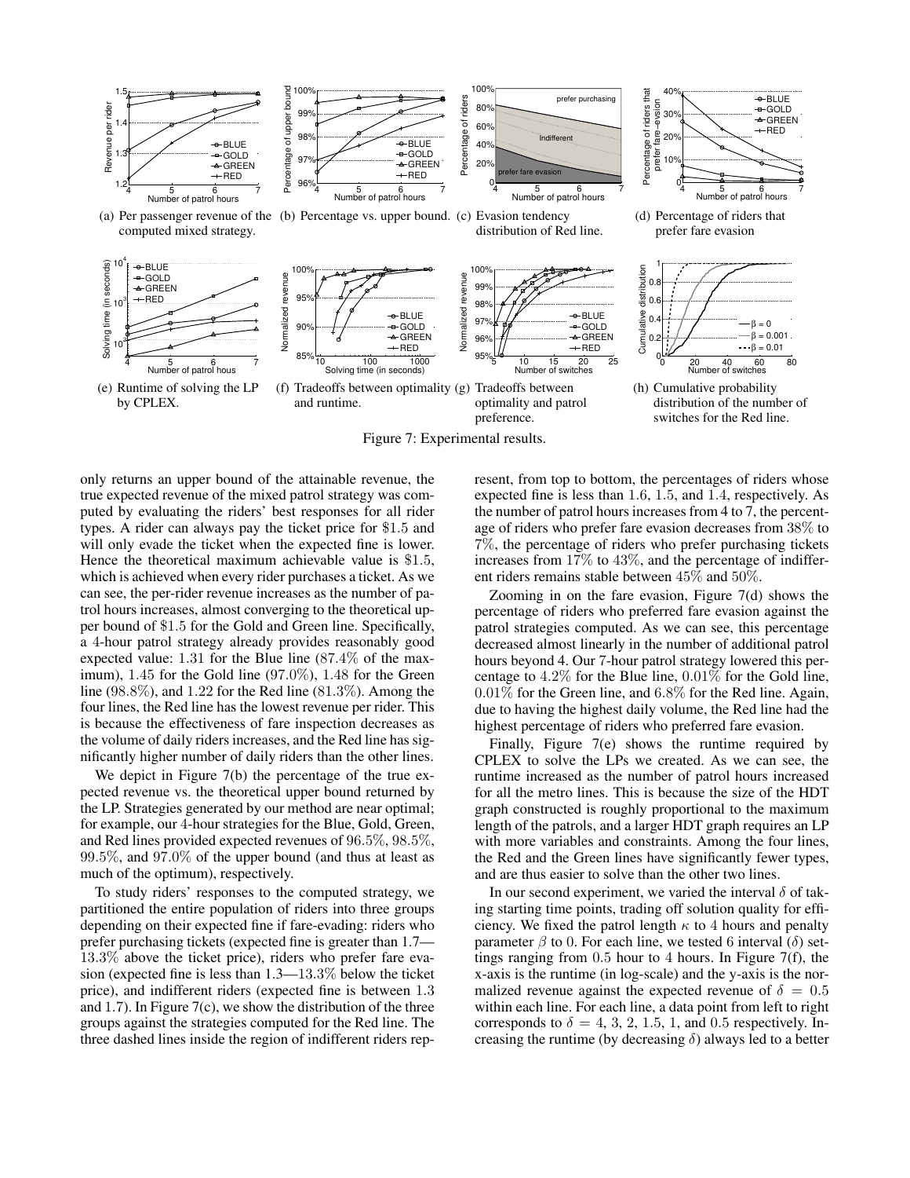(a) Per passenger revenue of the computed mixed strategy.

(b) Percentage vs. upper bound.

(c) Evasion tendency distribution of Red line.

(d) Percentage of riders that prefer fare evasion

(e) Runtime of solving the LP by CPLEX.

(f) Tradeoffs between optimality and runtime.

(g) Tradeoffs between optimality and patrol preference.

(h) Cumulative probability distribution of the number of switches for the Red line.

Figure 7: Experimental results.

only returns an upper bound of the attainable revenue, the true expected revenue of the mixed patrol strategy was computed by evaluating the riders' best responses for all rider types. A rider can always pay the ticket price for \$1.5 and will only evade the ticket when the expected fine is lower. Hence the theoretical maximum achievable value is \$1.5, which is achieved when every rider purchases a ticket. As we can see, the per-rider revenue increases as the number of patrol hours increases, almost converging to the theoretical upper bound of \$1.5 for the Gold and Green line. Specifically, a 4-hour patrol strategy already provides reasonably good expected value: 1.31 for the Blue line (87.4% of the maximum), 1.45 for the Gold line (97.0%), 1.48 for the Green line (98.8%), and 1.22 for the Red line (81.3%). Among the four lines, the Red line has the lowest revenue per rider. This is because the effectiveness of fare inspection decreases as the volume of daily riders increases, and the Red line has significantly higher number of daily riders than the other lines.

We depict in Figure 7(b) the percentage of the true expected revenue vs. the theoretical upper bound returned by the LP. Strategies generated by our method are near optimal; for example, our 4-hour strategies for the Blue, Gold, Green, and Red lines provided expected revenues of 96.5%, 98.5%, 99.5%, and 97.0% of the upper bound (and thus at least as much of the optimum), respectively.

To study riders' responses to the computed strategy, we partitioned the entire population of riders into three groups depending on their expected fine if fare-evading: riders who prefer purchasing tickets (expected fine is greater than 1.7—13.3% above the ticket price), riders who prefer fare evasion (expected fine is less than 1.3—13.3% below the ticket price), and indifferent riders (expected fine is between 1.3 and 1.7). In Figure 7(c), we show the distribution of the three groups against the strategies computed for the Red line. The three dashed lines inside the region of indifferent riders represent, from top to bottom, the percentages of riders whose expected fine is less than 1.6, 1.5, and 1.4, respectively. As the number of patrol hours increases from 4 to 7, the percentage of riders who prefer fare evasion decreases from 38% to 7%, the percentage of riders who prefer purchasing tickets increases from 17% to 43%, and the percentage of indifferent riders remains stable between 45% and 50%.

Zooming in on the fare evasion, Figure 7(d) shows the percentage of riders who preferred fare evasion against the patrol strategies computed. As we can see, this percentage decreased almost linearly in the number of additional patrol hours beyond 4. Our 7-hour patrol strategy lowered this percentage to 4.2% for the Blue line, 0.01% for the Gold line, 0.01% for the Green line, and 6.8% for the Red line. Again, due to having the highest daily volume, the Red line had the highest percentage of riders who preferred fare evasion.

Finally, Figure 7(e) shows the runtime required by CPLEX to solve the LPs we created. As we can see, the runtime increased as the number of patrol hours increased for all the metro lines. This is because the size of the HDT graph constructed is roughly proportional to the maximum length of the patrols, and a larger HDT graph requires an LP with more variables and constraints. Among the four lines, the Red and the Green lines have significantly fewer types, and are thus easier to solve than the other two lines.

In our second experiment, we varied the interval $\delta$ of taking starting time points, trading off solution quality for efficiency. We fixed the patrol length $\kappa$ to 4 hours and penalty parameter $\beta$ to 0. For each line, we tested 6 interval ($\delta$) settings ranging from 0.5 hour to 4 hours. In Figure 7(f), the x-axis is the runtime (in log-scale) and the y-axis is the normalized revenue against the expected revenue of $\delta = 0.5$ within each line. For each line, a data point from left to right corresponds to $\delta = 4$, 3, 2, 1.5, 1, and 0.5 respectively. Increasing the runtime (by decreasing $\delta$) always led to a better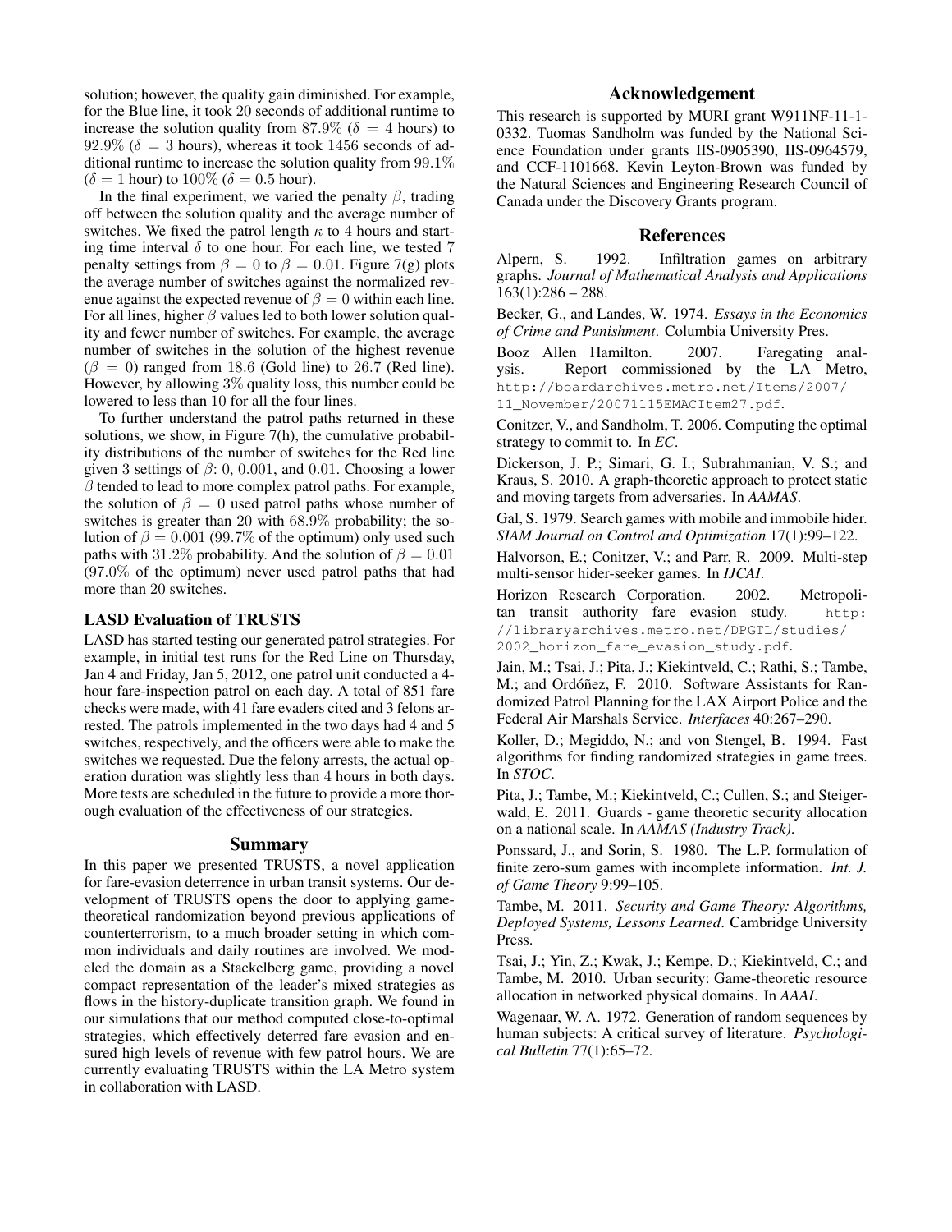solution; however, the quality gain diminished. For example, for the Blue line, it took 20 seconds of additional runtime to increase the solution quality from 87.9% ($\delta = 4$ hours) to 92.9% ($\delta = 3$ hours), whereas it took 1456 seconds of additional runtime to increase the solution quality from 99.1% ($\delta = 1$ hour) to 100% ($\delta = 0.5$ hour).

In the final experiment, we varied the penalty $\beta$, trading off between the solution quality and the average number of switches. We fixed the patrol length $\kappa$ to 4 hours and starting time interval $\delta$ to one hour. For each line, we tested 7 penalty settings from $\beta = 0$ to $\beta = 0.01$. Figure 7(g) plots the average number of switches against the normalized revenue against the expected revenue of $\beta = 0$ within each line. For all lines, higher $\beta$ values led to both lower solution quality and fewer number of switches. For example, the average number of switches in the solution of the highest revenue ($\beta = 0$) ranged from 18.6 (Gold line) to 26.7 (Red line). However, by allowing 3% quality loss, this number could be lowered to less than 10 for all the four lines.

To further understand the patrol paths returned in these solutions, we show, in Figure 7(h), the cumulative probability distributions of the number of switches for the Red line given 3 settings of $\beta$: 0, 0.001, and 0.01. Choosing a lower $\beta$ tended to lead to more complex patrol paths. For example, the solution of $\beta = 0$ used patrol paths whose number of switches is greater than 20 with 68.9% probability; the solution of $\beta = 0.001$ (99.7% of the optimum) only used such paths with 31.2% probability. And the solution of $\beta = 0.01$ (97.0% of the optimum) never used patrol paths that had more than 20 switches.

### LASD Evaluation of TRUSTS

LASD has started testing our generated patrol strategies. For example, in initial test runs for the Red Line on Thursday, Jan 4 and Friday, Jan 5, 2012, one patrol unit conducted a 4-hour fare-inspection patrol on each day. A total of 851 fare checks were made, with 41 fare evaders cited and 3 felons arrested. The patrols implemented in the two days had 4 and 5 switches, respectively, and the officers were able to make the switches we requested. Due the felony arrests, the actual operation duration was slightly less than 4 hours in both days. More tests are scheduled in the future to provide a more thorough evaluation of the effectiveness of our strategies.

## Summary

In this paper we presented TRUSTS, a novel application for fare-evasion deterrence in urban transit systems. Our development of TRUSTS opens the door to applying game-theoretical randomization beyond previous applications of counterterrorism, to a much broader setting in which common individuals and daily routines are involved. We modeled the domain as a Stackelberg game, providing a novel compact representation of the leader's mixed strategies as flows in the history-duplicate transition graph. We found in our simulations that our method computed close-to-optimal strategies, which effectively deterred fare evasion and ensured high levels of revenue with few patrol hours. We are currently evaluating TRUSTS within the LA Metro system in collaboration with LASD.

## Acknowledgement

This research is supported by MURI grant W911NF-11-1-0332. Tuomas Sandholm was funded by the National Science Foundation under grants IIS-0905390, IIS-0964579, and CCF-1101668. Kevin Leyton-Brown was funded by the Natural Sciences and Engineering Research Council of Canada under the Discovery Grants program.

## References

Alpern, S. 1992. Infiltration games on arbitrary graphs. *Journal of Mathematical Analysis and Applications* 163(1):286 – 288.

Becker, G., and Landes, W. 1974. *Essays in the Economics of Crime and Punishment*. Columbia University Pres.

Booz Allen Hamilton. 2007. Faregating analysis. Report commissioned by the LA Metro, http://boardarchives.metro.net/Items/2007/11_November/20071115EMACItem27.pdf.

Conitzer, V., and Sandholm, T. 2006. Computing the optimal strategy to commit to. In *EC*.

Dickerson, J. P.; Simari, G. I.; Subrahmanian, V. S.; and Kraus, S. 2010. A graph-theoretic approach to protect static and moving targets from adversaries. In *AAMAS*.

Gal, S. 1979. Search games with mobile and immobile hider. *SIAM Journal on Control and Optimization* 17(1):99–122.

Halvorson, E.; Conitzer, V.; and Parr, R. 2009. Multi-step multi-sensor hider-seeker games. In *IJCAI*.

Horizon Research Corporation. 2002. Metropolitan transit authority fare evasion study. http://libraryarchives.metro.net/DPGTL/studies/2002_horizon_fare_evasion_study.pdf.

Jain, M.; Tsai, J.; Pita, J.; Kiekintveld, C.; Rathi, S.; Tambe, M.; and Ordóñez, F. 2010. Software Assistants for Randomized Patrol Planning for the LAX Airport Police and the Federal Air Marshals Service. *Interfaces* 40:267–290.

Koller, D.; Megiddo, N.; and von Stengel, B. 1994. Fast algorithms for finding randomized strategies in game trees. In *STOC*.

Pita, J.; Tambe, M.; Kiekintveld, C.; Cullen, S.; and Steigerwald, E. 2011. Guards - game theoretic security allocation on a national scale. In *AAMAS (Industry Track)*.

Ponssard, J., and Sorin, S. 1980. The L.P. formulation of finite zero-sum games with incomplete information. *Int. J. of Game Theory* 9:99–105.

Tambe, M. 2011. *Security and Game Theory: Algorithms, Deployed Systems, Lessons Learned*. Cambridge University Press.

Tsai, J.; Yin, Z.; Kwak, J.; Kempe, D.; Kiekintveld, C.; and Tambe, M. 2010. Urban security: Game-theoretic resource allocation in networked physical domains. In *AAAI*.

Wagenaar, W. A. 1972. Generation of random sequences by human subjects: A critical survey of literature. *Psychological Bulletin* 77(1):65–72.